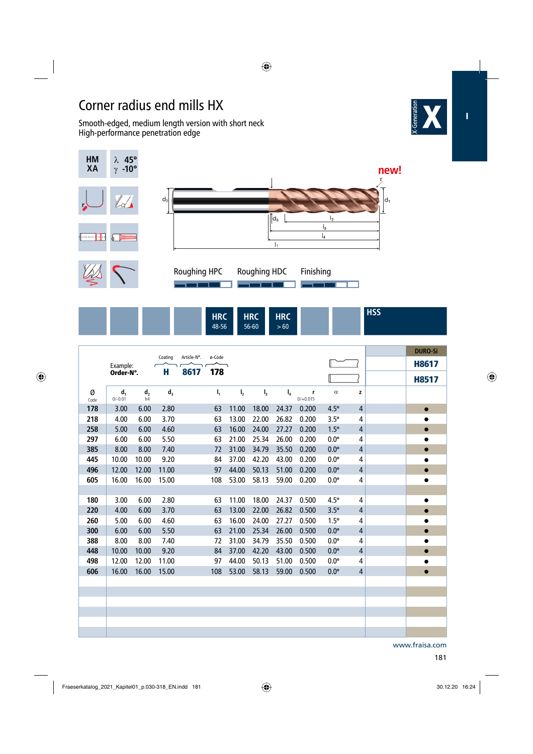# Corner radius end mills HX

Smooth-edged, medium length version with short neck
High-performance penetration edge

X-Generation

HM XA

λ 45°
γ -10°

new!

Roughing HPC | Roughing HDC | Finishing

HRC 48-56 | HRC 56-60 | HRC > 60 | HSS

Example: Order-N°. — Coating **H**, Article-N°. **8617**, ø-Code **178**

DURO-Si: H8617 / H8517

| Ø Code | $d_1$ (0/-0.01) | $d_2$ (h4) | $d_3$ | $l_1$ | $l_2$ | $l_3$ | $l_4$ | r (0/+0.015) | α | z | H8617 | H8517 |
|---|---|---|---|---|---|---|---|---|---|---|---|---|
| 178 | 3.00 | 6.00 | 2.80 | 63 | 11.00 | 18.00 | 24.37 | 0.200 | 4.5° | 4 | | ● |
| 218 | 4.00 | 6.00 | 3.70 | 63 | 13.00 | 22.00 | 26.82 | 0.200 | 3.5° | 4 | | ● |
| 258 | 5.00 | 6.00 | 4.60 | 63 | 16.00 | 24.00 | 27.27 | 0.200 | 1.5° | 4 | | ● |
| 297 | 6.00 | 6.00 | 5.50 | 63 | 21.00 | 25.34 | 26.00 | 0.200 | 0.0° | 4 | | ● |
| 385 | 8.00 | 8.00 | 7.40 | 72 | 31.00 | 34.79 | 35.50 | 0.200 | 0.0° | 4 | | ● |
| 445 | 10.00 | 10.00 | 9.20 | 84 | 37.00 | 42.20 | 43.00 | 0.200 | 0.0° | 4 | | ● |
| 496 | 12.00 | 12.00 | 11.00 | 97 | 44.00 | 50.13 | 51.00 | 0.200 | 0.0° | 4 | | ● |
| 605 | 16.00 | 16.00 | 15.00 | 108 | 53.00 | 58.13 | 59.00 | 0.200 | 0.0° | 4 | | ● |
| 180 | 3.00 | 6.00 | 2.80 | 63 | 11.00 | 18.00 | 24.37 | 0.500 | 4.5° | 4 | | ● |
| 220 | 4.00 | 6.00 | 3.70 | 63 | 13.00 | 22.00 | 26.82 | 0.500 | 3.5° | 4 | | ● |
| 260 | 5.00 | 6.00 | 4.60 | 63 | 16.00 | 24.00 | 27.27 | 0.500 | 1.5° | 4 | | ● |
| 300 | 6.00 | 6.00 | 5.50 | 63 | 21.00 | 25.34 | 26.00 | 0.500 | 0.0° | 4 | | ● |
| 388 | 8.00 | 8.00 | 7.40 | 72 | 31.00 | 34.79 | 35.50 | 0.500 | 0.0° | 4 | | ● |
| 448 | 10.00 | 10.00 | 9.20 | 84 | 37.00 | 42.20 | 43.00 | 0.500 | 0.0° | 4 | | ● |
| 498 | 12.00 | 12.00 | 11.00 | 97 | 44.00 | 50.13 | 51.00 | 0.500 | 0.0° | 4 | | ● |
| 606 | 16.00 | 16.00 | 15.00 | 108 | 53.00 | 58.13 | 59.00 | 0.500 | 0.0° | 4 | | ● |

www.fraisa.com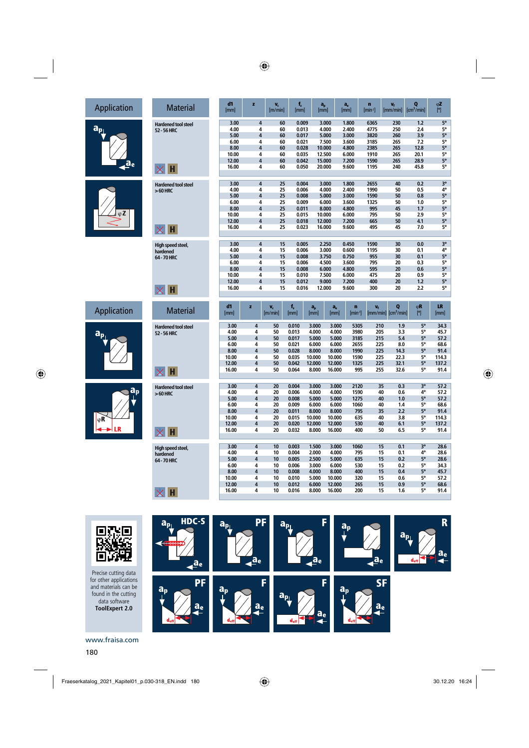## Application / Material

| Material | $d_1$ [mm] | z | $v_c$ [m/min] | $f_z$ [mm] | $a_p$ [mm] | $a_e$ [mm] | n [min⁻¹] | $v_f$ [mm/min] | Q [cm³/min] | φZ [°] |
|---|---|---|---|---|---|---|---|---|---|---|
| Hardened tool steel 52 - 56 HRC | 3.00 | 4 | 60 | 0.009 | 3.000 | 1.800 | 6365 | 230 | 1.2 | 5° |
| | 4.00 | 4 | 60 | 0.013 | 4.000 | 2.400 | 4775 | 250 | 2.4 | 5° |
| | 5.00 | 4 | 60 | 0.017 | 5.000 | 3.000 | 3820 | 260 | 3.9 | 5° |
| | 6.00 | 4 | 60 | 0.021 | 7.500 | 3.600 | 3185 | 265 | 7.2 | 5° |
| | 8.00 | 4 | 60 | 0.028 | 10.000 | 4.800 | 2385 | 265 | 12.8 | 5° |
| | 10.00 | 4 | 60 | 0.035 | 12.500 | 6.000 | 1910 | 265 | 20.1 | 5° |
| | 12.00 | 4 | 60 | 0.042 | 15.000 | 7.200 | 1590 | 265 | 28.9 | 5° |
| | 16.00 | 4 | 60 | 0.050 | 20.000 | 9.600 | 1195 | 240 | 45.8 | 5° |
| Hardened tool steel > 60 HRC | 3.00 | 4 | 25 | 0.004 | 3.000 | 1.800 | 2655 | 40 | 0.2 | 3° |
| | 4.00 | 4 | 25 | 0.006 | 4.000 | 2.400 | 1990 | 50 | 0.5 | 4° |
| | 5.00 | 4 | 25 | 0.008 | 5.000 | 3.000 | 1590 | 50 | 0.8 | 5° |
| | 6.00 | 4 | 25 | 0.009 | 6.000 | 3.600 | 1325 | 50 | 1.0 | 5° |
| | 8.00 | 4 | 25 | 0.011 | 8.000 | 4.800 | 995 | 45 | 1.7 | 5° |
| | 10.00 | 4 | 25 | 0.015 | 10.000 | 6.000 | 795 | 50 | 2.9 | 5° |
| | 12.00 | 4 | 25 | 0.018 | 12.000 | 7.200 | 665 | 50 | 4.1 | 5° |
| | 16.00 | 4 | 25 | 0.023 | 16.000 | 9.600 | 495 | 45 | 7.0 | 5° |
| High speed steel, hardened 64 - 70 HRC | 3.00 | 4 | 15 | 0.005 | 2.250 | 0.450 | 1590 | 30 | 0.0 | 3° |
| | 4.00 | 4 | 15 | 0.006 | 3.000 | 0.600 | 1195 | 30 | 0.1 | 4° |
| | 5.00 | 4 | 15 | 0.008 | 3.750 | 0.750 | 955 | 30 | 0.1 | 5° |
| | 6.00 | 4 | 15 | 0.006 | 4.500 | 3.600 | 795 | 20 | 0.3 | 5° |
| | 8.00 | 4 | 15 | 0.008 | 6.000 | 4.800 | 595 | 20 | 0.6 | 5° |
| | 10.00 | 4 | 15 | 0.010 | 7.500 | 6.000 | 475 | 20 | 0.9 | 5° |
| | 12.00 | 4 | 15 | 0.012 | 9.000 | 7.200 | 400 | 20 | 1.2 | 5° |
| | 16.00 | 4 | 15 | 0.016 | 12.000 | 9.600 | 300 | 20 | 2.2 | 5° |

## Application / Material

| Material | $d_1$ [mm] | z | $v_c$ [m/min] | $f_z$ [mm] | $a_p$ [mm] | $a_e$ [mm] | n [min⁻¹] | $v_f$ [mm/min] | Q [cm³/min] | φR [°] | LR [mm] |
|---|---|---|---|---|---|---|---|---|---|---|---|
| Hardened tool steel 52 - 56 HRC | 3.00 | 4 | 50 | 0.010 | 3.000 | 3.000 | 5305 | 210 | 1.9 | 5° | 34.3 |
| | 4.00 | 4 | 50 | 0.013 | 4.000 | 4.000 | 3980 | 205 | 3.3 | 5° | 45.7 |
| | 5.00 | 4 | 50 | 0.017 | 5.000 | 5.000 | 3185 | 215 | 5.4 | 5° | 57.2 |
| | 6.00 | 4 | 50 | 0.021 | 6.000 | 6.000 | 2655 | 225 | 8.0 | 5° | 68.6 |
| | 8.00 | 4 | 50 | 0.028 | 8.000 | 8.000 | 1990 | 225 | 14.3 | 5° | 91.4 |
| | 10.00 | 4 | 50 | 0.035 | 10.000 | 10.000 | 1590 | 225 | 22.3 | 5° | 114.3 |
| | 12.00 | 4 | 50 | 0.042 | 12.000 | 12.000 | 1325 | 225 | 32.1 | 5° | 137.2 |
| | 16.00 | 4 | 50 | 0.064 | 8.000 | 16.000 | 995 | 255 | 32.6 | 5° | 91.4 |
| Hardened tool steel > 60 HRC | 3.00 | 4 | 20 | 0.004 | 3.000 | 3.000 | 2120 | 35 | 0.3 | 3° | 57.2 |
| | 4.00 | 4 | 20 | 0.006 | 4.000 | 4.000 | 1590 | 40 | 0.6 | 4° | 57.2 |
| | 5.00 | 4 | 20 | 0.008 | 5.000 | 5.000 | 1275 | 40 | 1.0 | 5° | 57.2 |
| | 6.00 | 4 | 20 | 0.009 | 6.000 | 6.000 | 1060 | 40 | 1.4 | 5° | 68.6 |
| | 8.00 | 4 | 20 | 0.011 | 8.000 | 8.000 | 795 | 35 | 2.2 | 5° | 91.4 |
| | 10.00 | 4 | 20 | 0.015 | 10.000 | 10.000 | 635 | 40 | 3.8 | 5° | 114.3 |
| | 12.00 | 4 | 20 | 0.020 | 12.000 | 12.000 | 530 | 40 | 6.1 | 5° | 137.2 |
| | 16.00 | 4 | 20 | 0.032 | 8.000 | 16.000 | 400 | 50 | 6.5 | 5° | 91.4 |
| High speed steel, hardened 64 - 70 HRC | 3.00 | 4 | 10 | 0.003 | 1.500 | 3.000 | 1060 | 15 | 0.1 | 3° | 28.6 |
| | 4.00 | 4 | 10 | 0.004 | 2.000 | 4.000 | 795 | 15 | 0.1 | 4° | 28.6 |
| | 5.00 | 4 | 10 | 0.005 | 2.500 | 5.000 | 635 | 15 | 0.2 | 5° | 28.6 |
| | 6.00 | 4 | 10 | 0.006 | 3.000 | 6.000 | 530 | 15 | 0.2 | 5° | 34.3 |
| | 8.00 | 4 | 10 | 0.008 | 4.000 | 8.000 | 400 | 15 | 0.4 | 5° | 45.7 |
| | 10.00 | 4 | 10 | 0.010 | 5.000 | 10.000 | 320 | 15 | 0.6 | 5° | 57.2 |
| | 12.00 | 4 | 10 | 0.012 | 6.000 | 12.000 | 265 | 15 | 0.9 | 5° | 68.6 |
| | 16.00 | 4 | 10 | 0.016 | 8.000 | 16.000 | 200 | 15 | 1.6 | 5° | 91.4 |

Precise cutting data for other applications and materials can be found in the cutting data software **ToolExpert 2.0**

HDC-S | PF | F | F | R | PF | F | F | SF

www.fraisa.com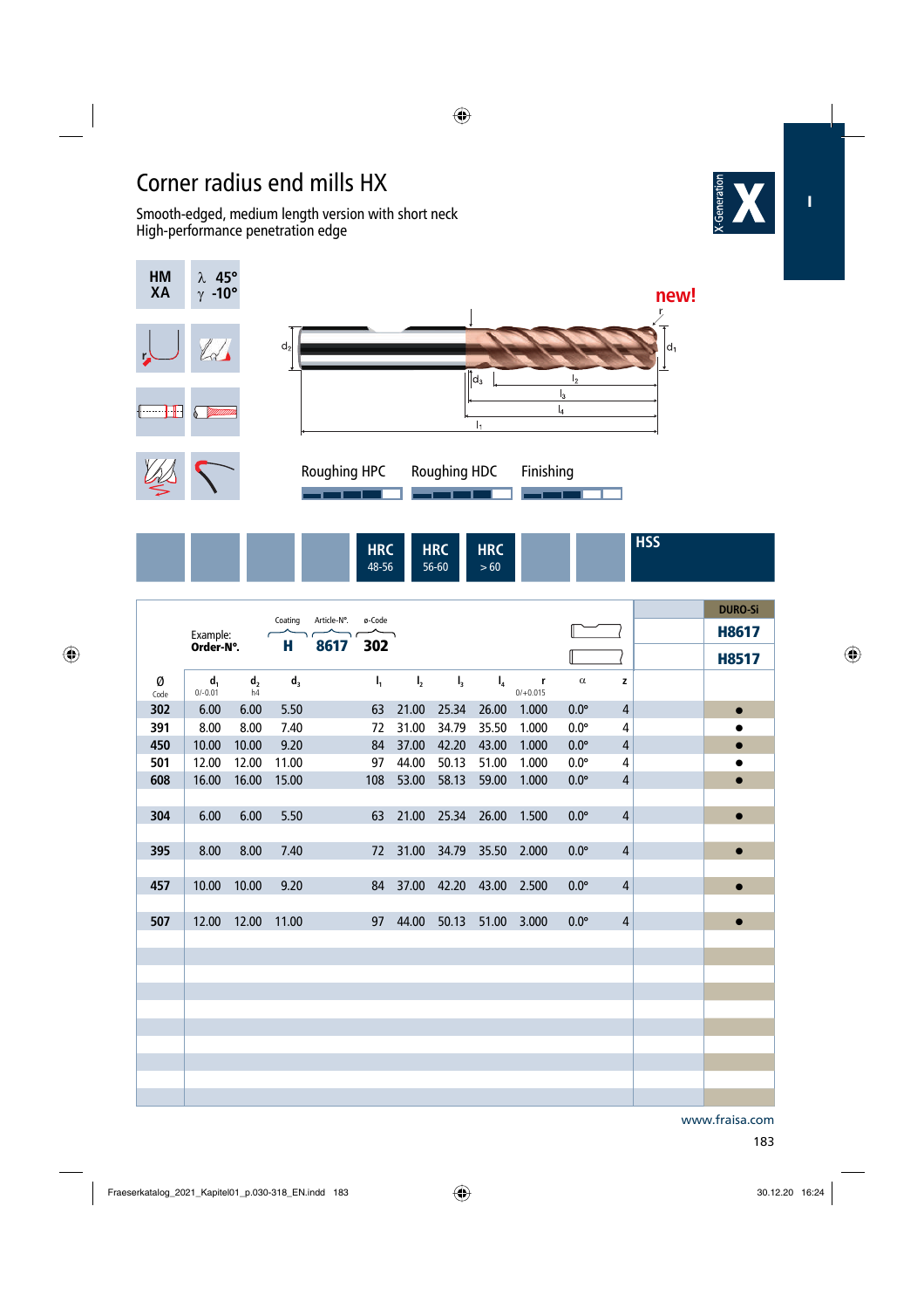# Corner radius end mills HX

Smooth-edged, medium length version with short neck
High-performance penetration edge

X-Generation **X**

HM XA

λ 45°
γ -10°

new!

Roughing HPC | Roughing HDC | Finishing

HRC 48-56 | HRC 56-60 | HRC > 60 | HSS

Example: Order-N°. — Coating **H** — Article-N°. **8617** — ø-Code **302**

DURO-Si: **H8617**, **H8517**

| Ø Code | $d_1$ 0/-0.01 | $d_2$ h4 | $d_3$ | $l_1$ | $l_2$ | $l_3$ | $l_4$ | r 0/+0.015 | α | z | H8617 | H8517 |
|---|---|---|---|---|---|---|---|---|---|---|---|---|
| 302 | 6.00 | 6.00 | 5.50 | 63 | 21.00 | 25.34 | 26.00 | 1.000 | 0.0° | 4 | | ● |
| 391 | 8.00 | 8.00 | 7.40 | 72 | 31.00 | 34.79 | 35.50 | 1.000 | 0.0° | 4 | | ● |
| 450 | 10.00 | 10.00 | 9.20 | 84 | 37.00 | 42.20 | 43.00 | 1.000 | 0.0° | 4 | | ● |
| 501 | 12.00 | 12.00 | 11.00 | 97 | 44.00 | 50.13 | 51.00 | 1.000 | 0.0° | 4 | | ● |
| 608 | 16.00 | 16.00 | 15.00 | 108 | 53.00 | 58.13 | 59.00 | 1.000 | 0.0° | 4 | | ● |
| 304 | 6.00 | 6.00 | 5.50 | 63 | 21.00 | 25.34 | 26.00 | 1.500 | 0.0° | 4 | | ● |
| 395 | 8.00 | 8.00 | 7.40 | 72 | 31.00 | 34.79 | 35.50 | 2.000 | 0.0° | 4 | | ● |
| 457 | 10.00 | 10.00 | 9.20 | 84 | 37.00 | 42.20 | 43.00 | 2.500 | 0.0° | 4 | | ● |
| 507 | 12.00 | 12.00 | 11.00 | 97 | 44.00 | 50.13 | 51.00 | 3.000 | 0.0° | 4 | | ● |

www.fraisa.com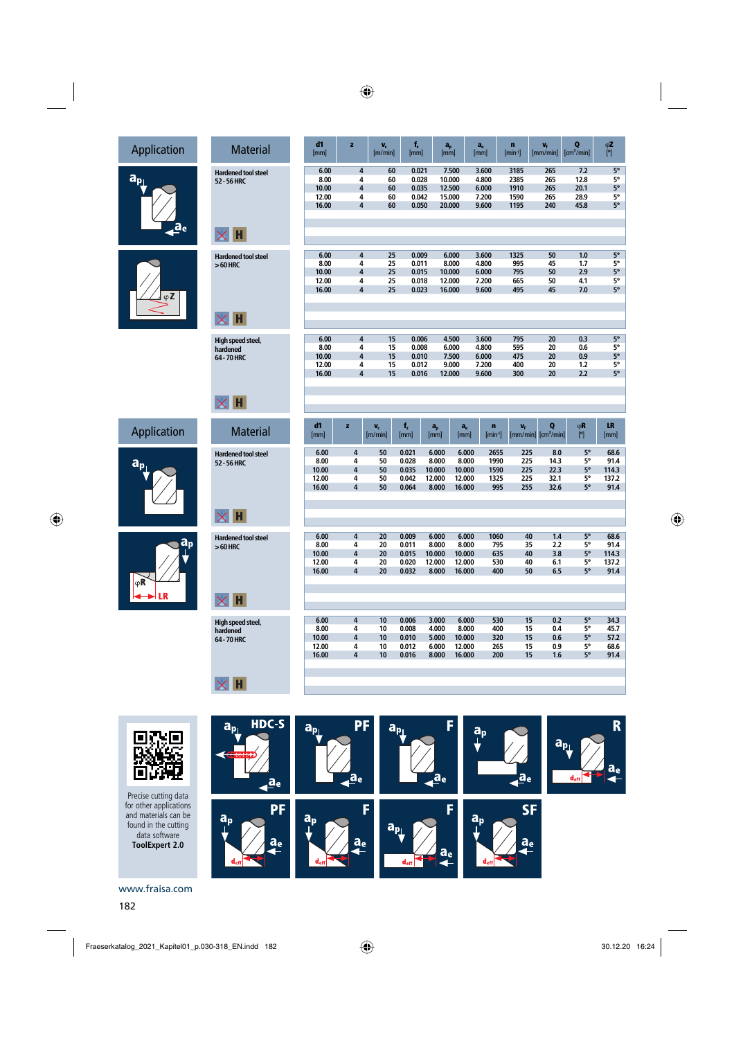| Application | Material | d1 [mm] | z | $v_c$ [m/min] | $f_z$ [mm] | $a_p$ [mm] | $a_e$ [mm] | n [min⁻¹] | $v_f$ [mm/min] | Q [cm³/min] | φZ [°] |
|---|---|---|---|---|---|---|---|---|---|---|---|
| | Hardened tool steel 52 - 56 HRC | 6.00 | 4 | 60 | 0.021 | 7.500 | 3.600 | 3185 | 265 | 7.2 | 5° |
| | | 8.00 | 4 | 60 | 0.028 | 10.000 | 4.800 | 2385 | 265 | 12.8 | 5° |
| | | 10.00 | 4 | 60 | 0.035 | 12.500 | 6.000 | 1910 | 265 | 20.1 | 5° |
| | | 12.00 | 4 | 60 | 0.042 | 15.000 | 7.200 | 1590 | 265 | 28.9 | 5° |
| | | 16.00 | 4 | 60 | 0.050 | 20.000 | 9.600 | 1195 | 240 | 45.8 | 5° |
| | Hardened tool steel > 60 HRC | 6.00 | 4 | 25 | 0.009 | 6.000 | 3.600 | 1325 | 50 | 1.0 | 5° |
| | | 8.00 | 4 | 25 | 0.011 | 8.000 | 4.800 | 995 | 45 | 1.7 | 5° |
| | | 10.00 | 4 | 25 | 0.015 | 10.000 | 6.000 | 795 | 50 | 2.9 | 5° |
| | | 12.00 | 4 | 25 | 0.018 | 12.000 | 7.200 | 665 | 50 | 4.1 | 5° |
| | | 16.00 | 4 | 25 | 0.023 | 16.000 | 9.600 | 495 | 45 | 7.0 | 5° |
| | High speed steel, hardened 64 - 70 HRC | 6.00 | 4 | 15 | 0.006 | 4.500 | 3.600 | 795 | 20 | 0.3 | 5° |
| | | 8.00 | 4 | 15 | 0.008 | 6.000 | 4.800 | 595 | 20 | 0.6 | 5° |
| | | 10.00 | 4 | 15 | 0.010 | 7.500 | 6.000 | 475 | 20 | 0.9 | 5° |
| | | 12.00 | 4 | 15 | 0.012 | 9.000 | 7.200 | 400 | 20 | 1.2 | 5° |
| | | 16.00 | 4 | 15 | 0.016 | 12.000 | 9.600 | 300 | 20 | 2.2 | 5° |

| Application | Material | d1 [mm] | z | $v_c$ [m/min] | $f_z$ [mm] | $a_p$ [mm] | $a_e$ [mm] | n [min⁻¹] | $v_f$ [mm/min] | Q [cm³/min] | φR [°] | LR [mm] |
|---|---|---|---|---|---|---|---|---|---|---|---|---|
| | Hardened tool steel 52 - 56 HRC | 6.00 | 4 | 50 | 0.021 | 6.000 | 6.000 | 2655 | 225 | 8.0 | 5° | 68.6 |
| | | 8.00 | 4 | 50 | 0.028 | 8.000 | 8.000 | 1990 | 225 | 14.3 | 5° | 91.4 |
| | | 10.00 | 4 | 50 | 0.035 | 10.000 | 10.000 | 1590 | 225 | 22.3 | 5° | 114.3 |
| | | 12.00 | 4 | 50 | 0.042 | 12.000 | 12.000 | 1325 | 225 | 32.1 | 5° | 137.2 |
| | | 16.00 | 4 | 50 | 0.064 | 8.000 | 16.000 | 995 | 255 | 32.6 | 5° | 91.4 |
| | Hardened tool steel > 60 HRC | 6.00 | 4 | 20 | 0.009 | 6.000 | 6.000 | 1060 | 40 | 1.4 | 5° | 68.6 |
| | | 8.00 | 4 | 20 | 0.011 | 8.000 | 8.000 | 795 | 35 | 2.2 | 5° | 91.4 |
| | | 10.00 | 4 | 20 | 0.015 | 10.000 | 10.000 | 635 | 40 | 3.8 | 5° | 114.3 |
| | | 12.00 | 4 | 20 | 0.020 | 12.000 | 12.000 | 530 | 40 | 6.1 | 5° | 137.2 |
| | | 16.00 | 4 | 20 | 0.032 | 8.000 | 16.000 | 400 | 50 | 6.5 | 5° | 91.4 |
| | High speed steel, hardened 64 - 70 HRC | 6.00 | 4 | 10 | 0.006 | 3.000 | 6.000 | 530 | 15 | 0.2 | 5° | 34.3 |
| | | 8.00 | 4 | 10 | 0.008 | 4.000 | 8.000 | 400 | 15 | 0.4 | 5° | 45.7 |
| | | 10.00 | 4 | 10 | 0.010 | 5.000 | 10.000 | 320 | 15 | 0.6 | 5° | 57.2 |
| | | 12.00 | 4 | 10 | 0.012 | 6.000 | 12.000 | 265 | 15 | 0.9 | 5° | 68.6 |
| | | 16.00 | 4 | 10 | 0.016 | 8.000 | 16.000 | 200 | 15 | 1.6 | 5° | 91.4 |

Precise cutting data for other applications and materials can be found in the cutting data software **ToolExpert 2.0**

HDC-S PF F F R PF F F SF

www.fraisa.com